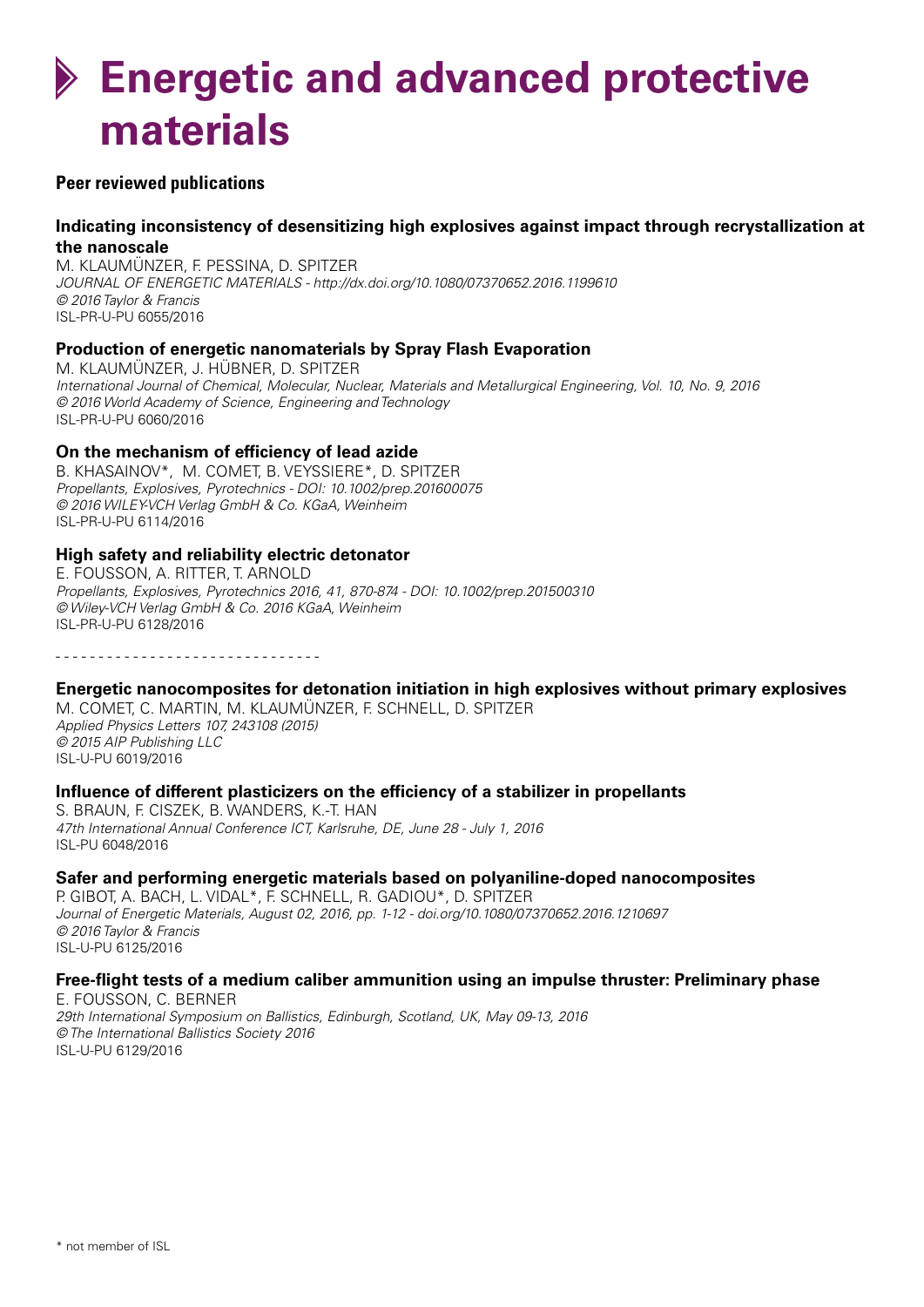# Energetic and advanced protective materials

## Peer reviewed publications

### Indicating inconsistency of desensitizing high explosives against impact through recrystallization at the nanoscale

M. KLAUMÜNZER, F. PESSINA, D. SPITZER
*JOURNAL OF ENERGETIC MATERIALS - http://dx.doi.org/10.1080/07370652.2016.1199610*
*© 2016 Taylor & Francis*
ISL-PR-U-PU 6055/2016

### Production of energetic nanomaterials by Spray Flash Evaporation

M. KLAUMÜNZER, J. HÜBNER, D. SPITZER
*International Journal of Chemical, Molecular, Nuclear, Materials and Metallurgical Engineering, Vol. 10, No. 9, 2016*
*© 2016 World Academy of Science, Engineering and Technology*
ISL-PR-U-PU 6060/2016

### On the mechanism of efficiency of lead azide

B. KHASAINOV*, M. COMET, B. VEYSSIERE*, D. SPITZER
*Propellants, Explosives, Pyrotechnics - DOI: 10.1002/prep.201600075*
*© 2016 WILEY-VCH Verlag GmbH & Co. KGaA, Weinheim*
ISL-PR-U-PU 6114/2016

### High safety and reliability electric detonator

E. FOUSSON, A. RITTER, T. ARNOLD
*Propellants, Explosives, Pyrotechnics 2016, 41, 870-874 - DOI: 10.1002/prep.201500310*
*© Wiley-VCH Verlag GmbH & Co. 2016 KGaA, Weinheim*
ISL-PR-U-PU 6128/2016

---

### Energetic nanocomposites for detonation initiation in high explosives without primary explosives

M. COMET, C. MARTIN, M. KLAUMÜNZER, F. SCHNELL, D. SPITZER
*Applied Physics Letters 107, 243108 (2015)*
*© 2015 AIP Publishing LLC*
ISL-U-PU 6019/2016

### Influence of different plasticizers on the efficiency of a stabilizer in propellants

S. BRAUN, F. CISZEK, B. WANDERS, K.-T. HAN
*47th International Annual Conference ICT, Karlsruhe, DE, June 28 - July 1, 2016*
ISL-PU 6048/2016

### Safer and performing energetic materials based on polyaniline-doped nanocomposites

P. GIBOT, A. BACH, L. VIDAL*, F. SCHNELL, R. GADIOU*, D. SPITZER
*Journal of Energetic Materials, August 02, 2016, pp. 1-12 - doi.org/10.1080/07370652.2016.1210697*
*© 2016 Taylor & Francis*
ISL-U-PU 6125/2016

### Free-flight tests of a medium caliber ammunition using an impulse thruster: Preliminary phase

E. FOUSSON, C. BERNER
*29th International Symposium on Ballistics, Edinburgh, Scotland, UK, May 09-13, 2016*
*© The International Ballistics Society 2016*
ISL-U-PU 6129/2016

\* not member of ISL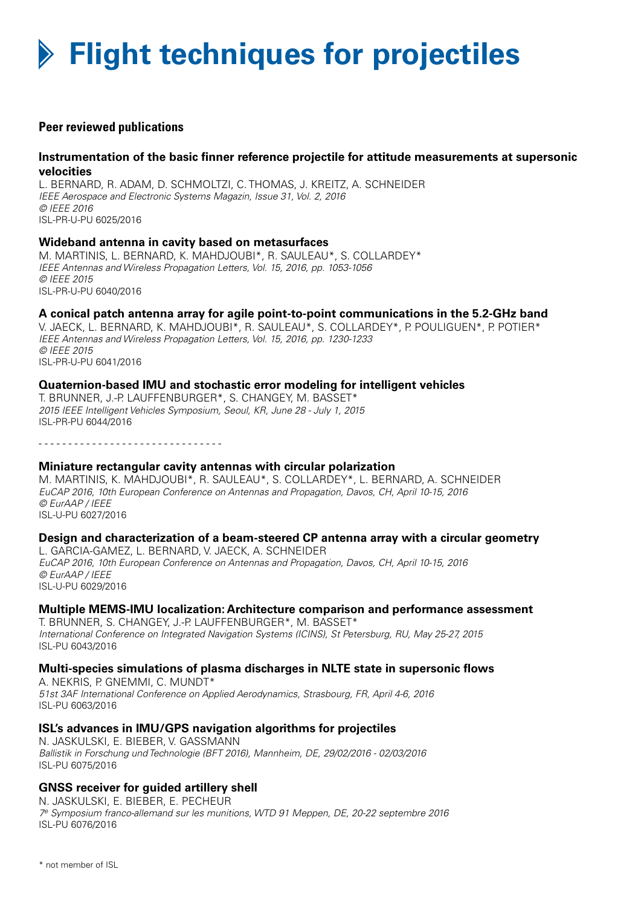# Flight techniques for projectiles

### Peer reviewed publications

**Instrumentation of the basic finner reference projectile for attitude measurements at supersonic velocities**
L. BERNARD, R. ADAM, D. SCHMOLTZI, C. THOMAS, J. KREITZ, A. SCHNEIDER
*IEEE Aerospace and Electronic Systems Magazin, Issue 31, Vol. 2, 2016*
*© IEEE 2016*
ISL-PR-U-PU 6025/2016

**Wideband antenna in cavity based on metasurfaces**
M. MARTINIS, L. BERNARD, K. MAHDJOUBI*, R. SAULEAU*, S. COLLARDEY*
*IEEE Antennas and Wireless Propagation Letters, Vol. 15, 2016, pp. 1053-1056*
*© IEEE 2015*
ISL-PR-U-PU 6040/2016

**A conical patch antenna array for agile point-to-point communications in the 5.2-GHz band**
V. JAECK, L. BERNARD, K. MAHDJOUBI*, R. SAULEAU*, S. COLLARDEY*, P. POULIGUEN*, P. POTIER*
*IEEE Antennas and Wireless Propagation Letters, Vol. 15, 2016, pp. 1230-1233*
*© IEEE 2015*
ISL-PR-U-PU 6041/2016

**Quaternion-based IMU and stochastic error modeling for intelligent vehicles**
T. BRUNNER, J.-P. LAUFFENBURGER*, S. CHANGEY, M. BASSET*
*2015 IEEE Intelligent Vehicles Symposium, Seoul, KR, June 28 - July 1, 2015*
ISL-PR-PU 6044/2016

- - - - - - - - - - - - - - - - - - - - - - - - - - - - - - -

**Miniature rectangular cavity antennas with circular polarization**
M. MARTINIS, K. MAHDJOUBI*, R. SAULEAU*, S. COLLARDEY*, L. BERNARD, A. SCHNEIDER
*EuCAP 2016, 10th European Conference on Antennas and Propagation, Davos, CH, April 10-15, 2016*
*© EurAAP / IEEE*
ISL-U-PU 6027/2016

**Design and characterization of a beam-steered CP antenna array with a circular geometry**
L. GARCIA-GAMEZ, L. BERNARD, V. JAECK, A. SCHNEIDER
*EuCAP 2016, 10th European Conference on Antennas and Propagation, Davos, CH, April 10-15, 2016*
*© EurAAP / IEEE*
ISL-U-PU 6029/2016

**Multiple MEMS-IMU localization: Architecture comparison and performance assessment**
T. BRUNNER, S. CHANGEY, J.-P. LAUFFENBURGER*, M. BASSET*
*International Conference on Integrated Navigation Systems (ICINS), St Petersburg, RU, May 25-27, 2015*
ISL-PU 6043/2016

**Multi-species simulations of plasma discharges in NLTE state in supersonic flows**
A. NEKRIS, P. GNEMMI, C. MUNDT*
*51st 3AF International Conference on Applied Aerodynamics, Strasbourg, FR, April 4-6, 2016*
ISL-PU 6063/2016

**ISL's advances in IMU/GPS navigation algorithms for projectiles**
N. JASKULSKI, E. BIEBER, V. GASSMANN
*Ballistik in Forschung und Technologie (BFT 2016), Mannheim, DE, 29/02/2016 - 02/03/2016*
ISL-PU 6075/2016

**GNSS receiver for guided artillery shell**
N. JASKULSKI, E. BIEBER, E. PECHEUR
*7e Symposium franco-allemand sur les munitions, WTD 91 Meppen, DE, 20-22 septembre 2016*
ISL-PU 6076/2016

\* not member of ISL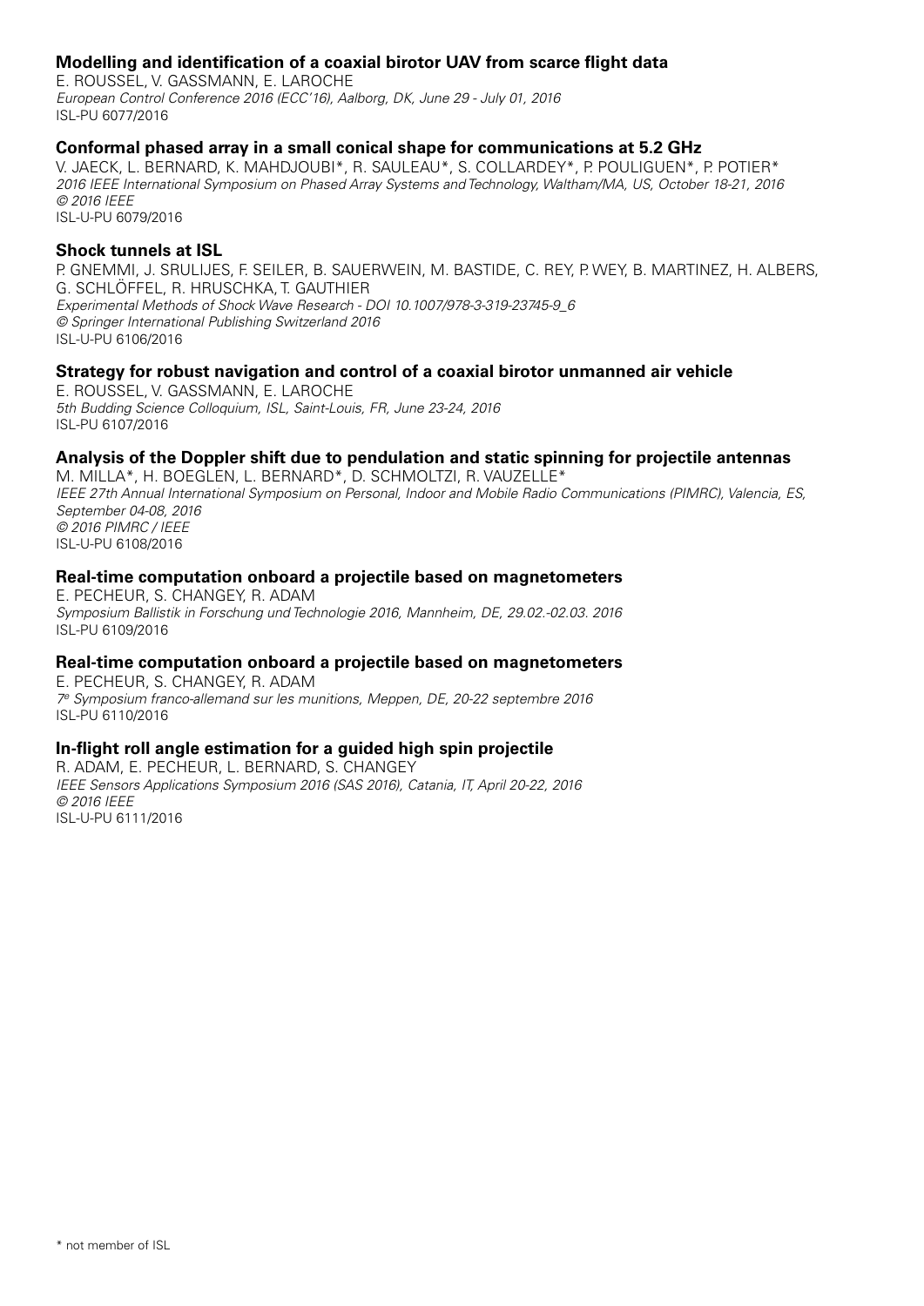**Modelling and identification of a coaxial birotor UAV from scarce flight data**
E. ROUSSEL, V. GASSMANN, E. LAROCHE
*European Control Conference 2016 (ECC'16), Aalborg, DK, June 29 - July 01, 2016*
ISL-PU 6077/2016

**Conformal phased array in a small conical shape for communications at 5.2 GHz**
V. JAECK, L. BERNARD, K. MAHDJOUBI*, R. SAULEAU*, S. COLLARDEY*, P. POULIGUEN*, P. POTIER*
*2016 IEEE International Symposium on Phased Array Systems and Technology, Waltham/MA, US, October 18-21, 2016*
*© 2016 IEEE*
ISL-U-PU 6079/2016

**Shock tunnels at ISL**
P. GNEMMI, J. SRULIJES, F. SEILER, B. SAUERWEIN, M. BASTIDE, C. REY, P. WEY, B. MARTINEZ, H. ALBERS, G. SCHLÖFFEL, R. HRUSCHKA, T. GAUTHIER
*Experimental Methods of Shock Wave Research - DOI 10.1007/978-3-319-23745-9_6*
*© Springer International Publishing Switzerland 2016*
ISL-U-PU 6106/2016

**Strategy for robust navigation and control of a coaxial birotor unmanned air vehicle**
E. ROUSSEL, V. GASSMANN, E. LAROCHE
*5th Budding Science Colloquium, ISL, Saint-Louis, FR, June 23-24, 2016*
ISL-PU 6107/2016

**Analysis of the Doppler shift due to pendulation and static spinning for projectile antennas**
M. MILLA*, H. BOEGLEN, L. BERNARD*, D. SCHMOLTZI, R. VAUZELLE*
*IEEE 27th Annual International Symposium on Personal, Indoor and Mobile Radio Communications (PIMRC), Valencia, ES, September 04-08, 2016*
*© 2016 PIMRC / IEEE*
ISL-U-PU 6108/2016

**Real-time computation onboard a projectile based on magnetometers**
E. PECHEUR, S. CHANGEY, R. ADAM
*Symposium Ballistik in Forschung und Technologie 2016, Mannheim, DE, 29.02.-02.03. 2016*
ISL-PU 6109/2016

**Real-time computation onboard a projectile based on magnetometers**
E. PECHEUR, S. CHANGEY, R. ADAM
*7e Symposium franco-allemand sur les munitions, Meppen, DE, 20-22 septembre 2016*
ISL-PU 6110/2016

**In-flight roll angle estimation for a guided high spin projectile**
R. ADAM, E. PECHEUR, L. BERNARD, S. CHANGEY
*IEEE Sensors Applications Symposium 2016 (SAS 2016), Catania, IT, April 20-22, 2016*
*© 2016 IEEE*
ISL-U-PU 6111/2016

\* not member of ISL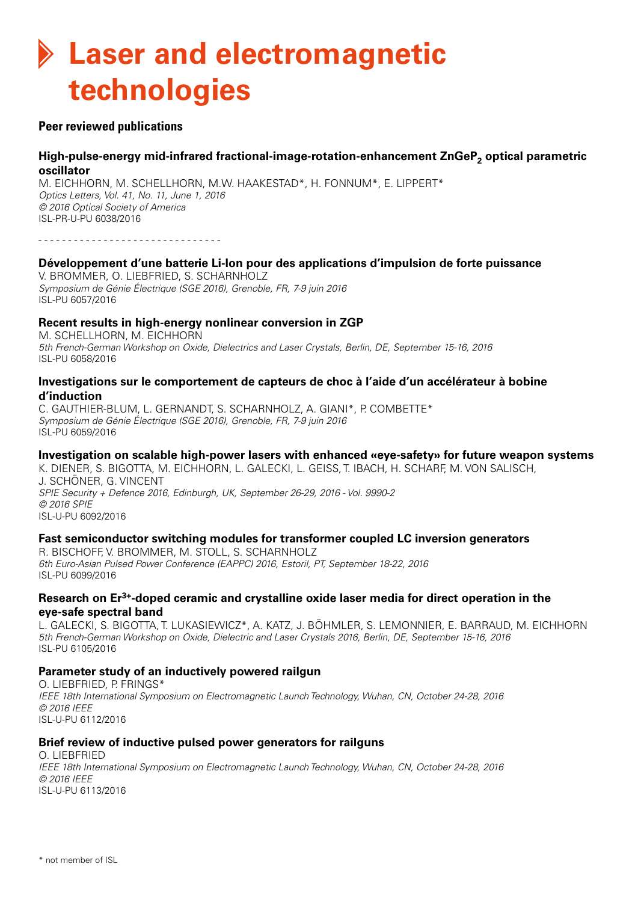# Laser and electromagnetic technologies

## Peer reviewed publications

### High-pulse-energy mid-infrared fractional-image-rotation-enhancement $ZnGeP_2$ optical parametric oscillator

M. EICHHORN, M. SCHELLHORN, M.W. HAAKESTAD*, H. FONNUM*, E. LIPPERT*
*Optics Letters, Vol. 41, No. 11, June 1, 2016*
*© 2016 Optical Society of America*
ISL-PR-U-PU 6038/2016

- - - - - - - - - - - - - - - - - - - - - - - - - - - - - - -

### Développement d'une batterie Li-Ion pour des applications d'impulsion de forte puissance

V. BROMMER, O. LIEBFRIED, S. SCHARNHOLZ
*Symposium de Génie Électrique (SGE 2016), Grenoble, FR, 7-9 juin 2016*
ISL-PU 6057/2016

### Recent results in high-energy nonlinear conversion in ZGP

M. SCHELLHORN, M. EICHHORN
*5th French-German Workshop on Oxide, Dielectrics and Laser Crystals, Berlin, DE, September 15-16, 2016*
ISL-PU 6058/2016

### Investigations sur le comportement de capteurs de choc à l'aide d'un accélérateur à bobine d'induction

C. GAUTHIER-BLUM, L. GERNANDT, S. SCHARNHOLZ, A. GIANI*, P. COMBETTE*
*Symposium de Génie Électrique (SGE 2016), Grenoble, FR, 7-9 juin 2016*
ISL-PU 6059/2016

### Investigation on scalable high-power lasers with enhanced «eye-safety» for future weapon systems

K. DIENER, S. BIGOTTA, M. EICHHORN, L. GALECKI, L. GEISS, T. IBACH, H. SCHARF, M. VON SALISCH, J. SCHÖNER, G. VINCENT
*SPIE Security + Defence 2016, Edinburgh, UK, September 26-29, 2016 - Vol. 9990-2*
*© 2016 SPIE*
ISL-U-PU 6092/2016

### Fast semiconductor switching modules for transformer coupled LC inversion generators

R. BISCHOFF, V. BROMMER, M. STOLL, S. SCHARNHOLZ
*6th Euro-Asian Pulsed Power Conference (EAPPC) 2016, Estoril, PT, September 18-22, 2016*
ISL-PU 6099/2016

### Research on $Er^{3+}$-doped ceramic and crystalline oxide laser media for direct operation in the eye-safe spectral band

L. GALECKI, S. BIGOTTA, T. LUKASIEWICZ*, A. KATZ, J. BÖHMLER, S. LEMONNIER, E. BARRAUD, M. EICHHORN
*5th French-German Workshop on Oxide, Dielectric and Laser Crystals 2016, Berlin, DE, September 15-16, 2016*
ISL-PU 6105/2016

### Parameter study of an inductively powered railgun

O. LIEBFRIED, P. FRINGS*
*IEEE 18th International Symposium on Electromagnetic Launch Technology, Wuhan, CN, October 24-28, 2016*
*© 2016 IEEE*
ISL-U-PU 6112/2016

### Brief review of inductive pulsed power generators for railguns

O. LIEBFRIED
*IEEE 18th International Symposium on Electromagnetic Launch Technology, Wuhan, CN, October 24-28, 2016*
*© 2016 IEEE*
ISL-U-PU 6113/2016

\* not member of ISL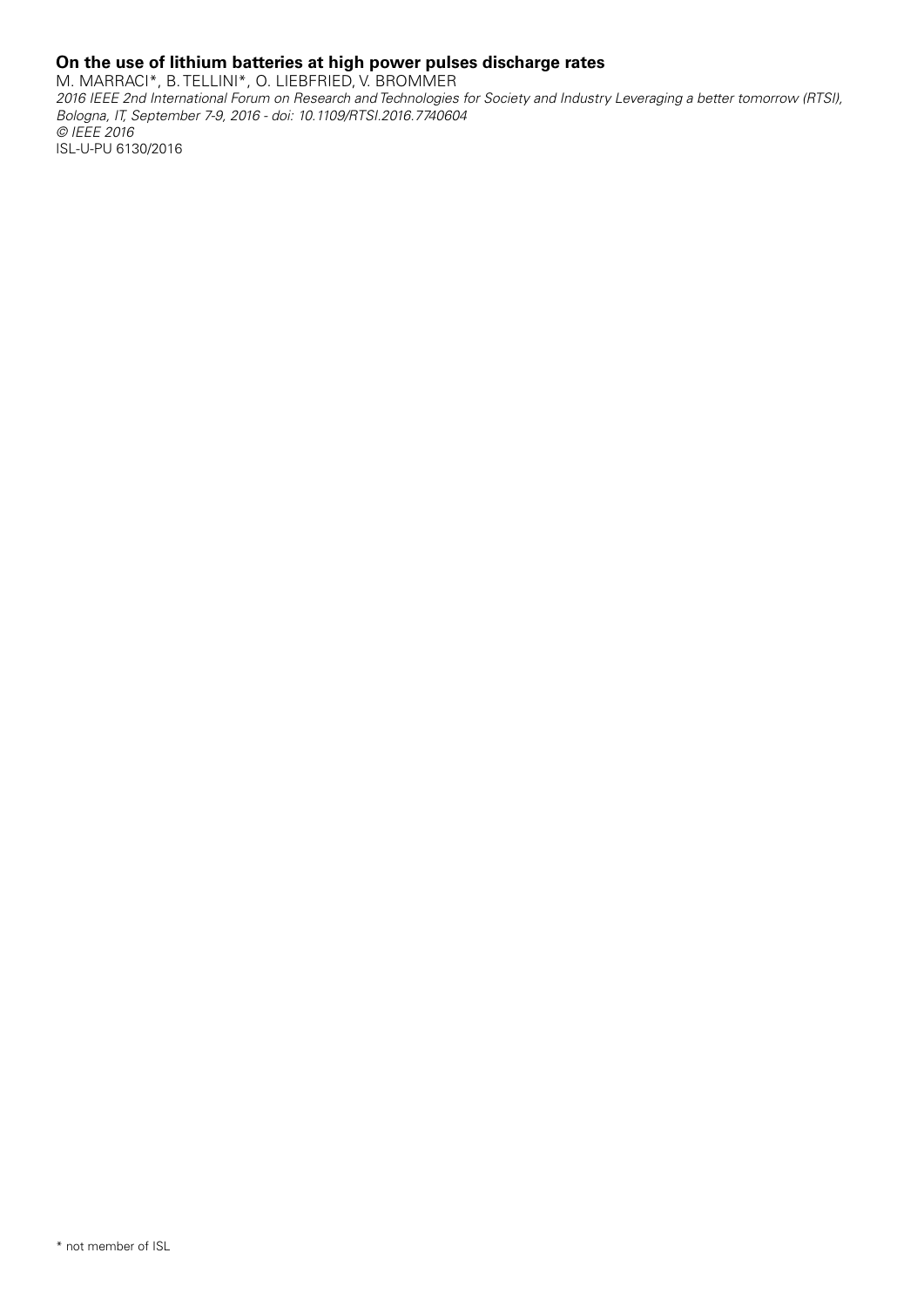**On the use of lithium batteries at high power pulses discharge rates**

M. MARRACI*, B. TELLINI*, O. LIEBFRIED, V. BROMMER

*2016 IEEE 2nd International Forum on Research and Technologies for Society and Industry Leveraging a better tomorrow (RTSI), Bologna, IT, September 7-9, 2016 - doi: 10.1109/RTSI.2016.7740604*

*© IEEE 2016*

ISL-U-PU 6130/2016

\* not member of ISL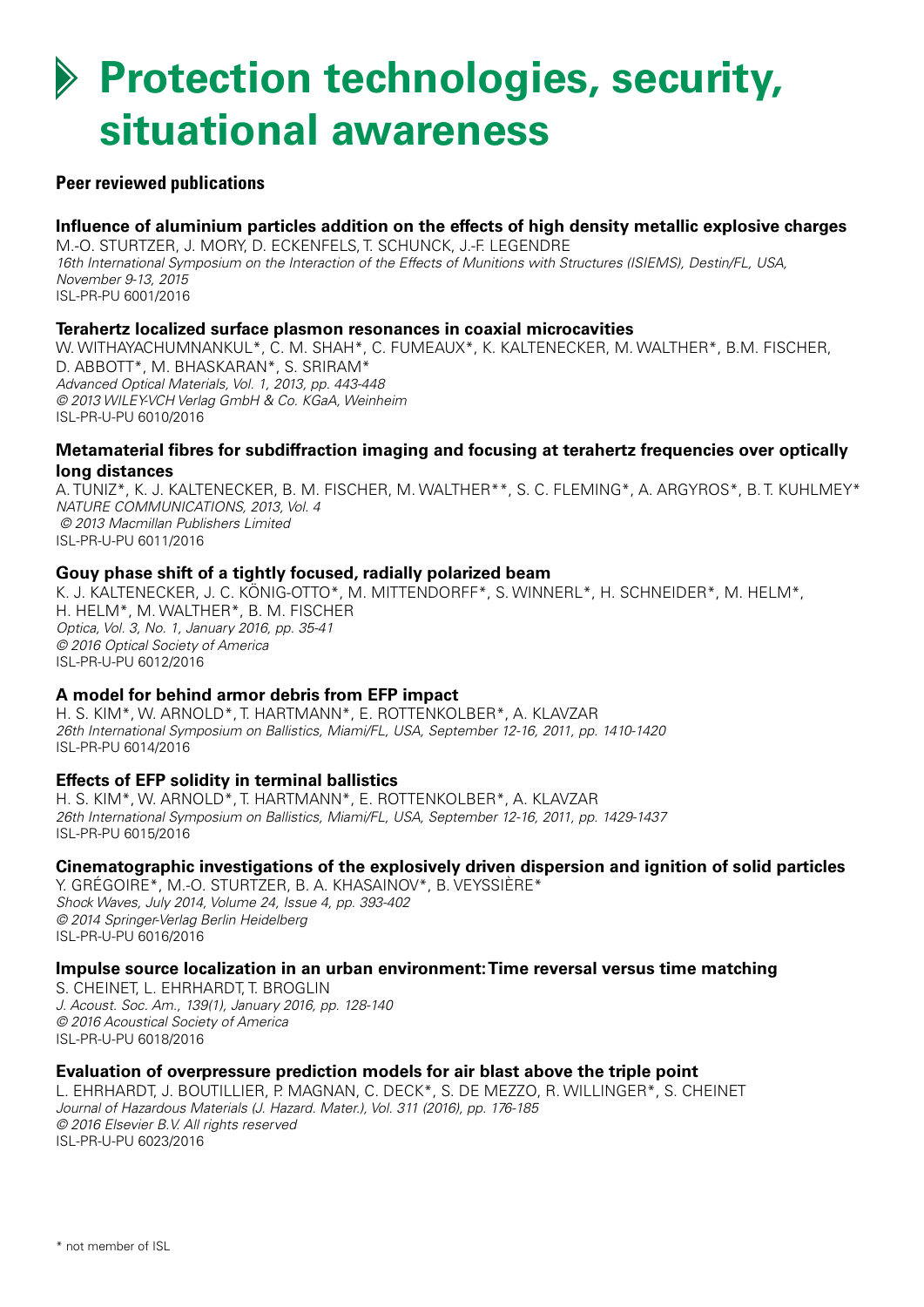# Protection technologies, security, situational awareness

## Peer reviewed publications

### Influence of aluminium particles addition on the effects of high density metallic explosive charges

M.-O. STURTZER, J. MORY, D. ECKENFELS, T. SCHUNCK, J.-F. LEGENDRE
*16th International Symposium on the Interaction of the Effects of Munitions with Structures (ISIEMS), Destin/FL, USA, November 9-13, 2015*
ISL-PR-PU 6001/2016

### Terahertz localized surface plasmon resonances in coaxial microcavities

W. WITHAYACHUMNANKUL*, C. M. SHAH*, C. FUMEAUX*, K. KALTENECKER, M. WALTHER*, B.M. FISCHER, D. ABBOTT*, M. BHASKARAN*, S. SRIRAM*
*Advanced Optical Materials, Vol. 1, 2013, pp. 443-448*
*© 2013 WILEY-VCH Verlag GmbH & Co. KGaA, Weinheim*
ISL-PR-U-PU 6010/2016

### Metamaterial fibres for subdiffraction imaging and focusing at terahertz frequencies over optically long distances

A. TUNIZ*, K. J. KALTENECKER, B. M. FISCHER, M. WALTHER**, S. C. FLEMING*, A. ARGYROS*, B. T. KUHLMEY*
*NATURE COMMUNICATIONS, 2013, Vol. 4*
*© 2013 Macmillan Publishers Limited*
ISL-PR-U-PU 6011/2016

### Gouy phase shift of a tightly focused, radially polarized beam

K. J. KALTENECKER, J. C. KÖNIG-OTTO*, M. MITTENDORFF*, S. WINNERL*, H. SCHNEIDER*, M. HELM*, H. HELM*, M. WALTHER*, B. M. FISCHER
*Optica, Vol. 3, No. 1, January 2016, pp. 35-41*
*© 2016 Optical Society of America*
ISL-PR-U-PU 6012/2016

### A model for behind armor debris from EFP impact

H. S. KIM*, W. ARNOLD*, T. HARTMANN*, E. ROTTENKOLBER*, A. KLAVZAR
*26th International Symposium on Ballistics, Miami/FL, USA, September 12-16, 2011, pp. 1410-1420*
ISL-PR-PU 6014/2016

### Effects of EFP solidity in terminal ballistics

H. S. KIM*, W. ARNOLD*, T. HARTMANN*, E. ROTTENKOLBER*, A. KLAVZAR
*26th International Symposium on Ballistics, Miami/FL, USA, September 12-16, 2011, pp. 1429-1437*
ISL-PR-PU 6015/2016

### Cinematographic investigations of the explosively driven dispersion and ignition of solid particles

Y. GRÉGOIRE*, M.-O. STURTZER, B. A. KHASAINOV*, B. VEYSSIÈRE*
*Shock Waves, July 2014, Volume 24, Issue 4, pp. 393-402*
*© 2014 Springer-Verlag Berlin Heidelberg*
ISL-PR-U-PU 6016/2016

### Impulse source localization in an urban environment: Time reversal versus time matching

S. CHEINET, L. EHRHARDT, T. BROGLIN
*J. Acoust. Soc. Am., 139(1), January 2016, pp. 128-140*
*© 2016 Acoustical Society of America*
ISL-PR-U-PU 6018/2016

### Evaluation of overpressure prediction models for air blast above the triple point

L. EHRHARDT, J. BOUTILLIER, P. MAGNAN, C. DECK*, S. DE MEZZO, R. WILLINGER*, S. CHEINET
*Journal of Hazardous Materials (J. Hazard. Mater.), Vol. 311 (2016), pp. 176-185*
*© 2016 Elsevier B.V. All rights reserved*
ISL-PR-U-PU 6023/2016

* not member of ISL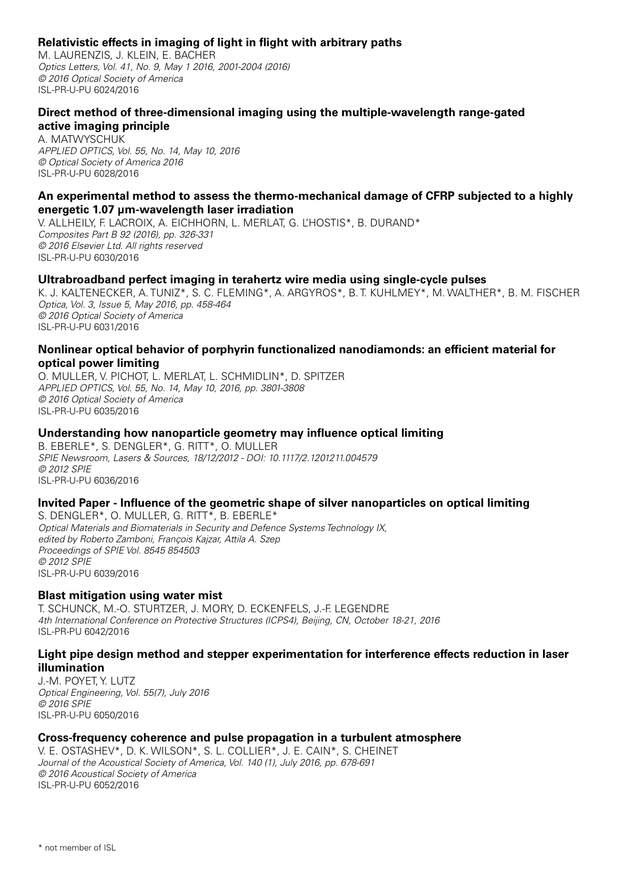**Relativistic effects in imaging of light in flight with arbitrary paths**

M. LAURENZIS, J. KLEIN, E. BACHER
*Optics Letters, Vol. 41, No. 9, May 1 2016, 2001-2004 (2016)*
*© 2016 Optical Society of America*
ISL-PR-U-PU 6024/2016

**Direct method of three-dimensional imaging using the multiple-wavelength range-gated active imaging principle**

A. MATWYSCHUK
*APPLIED OPTICS, Vol. 55, No. 14, May 10, 2016*
*© Optical Society of America 2016*
ISL-PR-U-PU 6028/2016

**An experimental method to assess the thermo-mechanical damage of CFRP subjected to a highly energetic 1.07 µm-wavelength laser irradiation**

V. ALLHEILY, F. LACROIX, A. EICHHORN, L. MERLAT, G. L'HOSTIS*, B. DURAND*
*Composites Part B 92 (2016), pp. 326-331*
*© 2016 Elsevier Ltd. All rights reserved*
ISL-PR-U-PU 6030/2016

**Ultrabroadband perfect imaging in terahertz wire media using single-cycle pulses**

K. J. KALTENECKER, A. TUNIZ*, S. C. FLEMING*, A. ARGYROS*, B. T. KUHLMEY*, M. WALTHER*, B. M. FISCHER
*Optica, Vol. 3, Issue 5, May 2016, pp. 458-464*
*© 2016 Optical Society of America*
ISL-PR-U-PU 6031/2016

**Nonlinear optical behavior of porphyrin functionalized nanodiamonds: an efficient material for optical power limiting**

O. MULLER, V. PICHOT, L. MERLAT, L. SCHMIDLIN*, D. SPITZER
*APPLIED OPTICS, Vol. 55, No. 14, May 10, 2016, pp. 3801-3808*
*© 2016 Optical Society of America*
ISL-PR-U-PU 6035/2016

**Understanding how nanoparticle geometry may influence optical limiting**

B. EBERLE*, S. DENGLER*, G. RITT*, O. MULLER
*SPIE Newsroom, Lasers & Sources, 18/12/2012 - DOI: 10.1117/2.1201211.004579*
*© 2012 SPIE*
ISL-PR-U-PU 6036/2016

**Invited Paper - Influence of the geometric shape of silver nanoparticles on optical limiting**

S. DENGLER*, O. MULLER, G. RITT*, B. EBERLE*
*Optical Materials and Biomaterials in Security and Defence Systems Technology IX,*
*edited by Roberto Zamboni, François Kajzar, Attila A. Szep*
*Proceedings of SPIE Vol. 8545 854503*
*© 2012 SPIE*
ISL-PR-U-PU 6039/2016

**Blast mitigation using water mist**

T. SCHUNCK, M.-O. STURTZER, J. MORY, D. ECKENFELS, J.-F. LEGENDRE
*4th International Conference on Protective Structures (ICPS4), Beijing, CN, October 18-21, 2016*
ISL-PR-PU 6042/2016

**Light pipe design method and stepper experimentation for interference effects reduction in laser illumination**

J.-M. POYET, Y. LUTZ
*Optical Engineering, Vol. 55(7), July 2016*
*© 2016 SPIE*
ISL-PR-U-PU 6050/2016

**Cross-frequency coherence and pulse propagation in a turbulent atmosphere**

V. E. OSTASHEV*, D. K. WILSON*, S. L. COLLIER*, J. E. CAIN*, S. CHEINET
*Journal of the Acoustical Society of America, Vol. 140 (1), July 2016, pp. 678-691*
*© 2016 Acoustical Society of America*
ISL-PR-U-PU 6052/2016

\* not member of ISL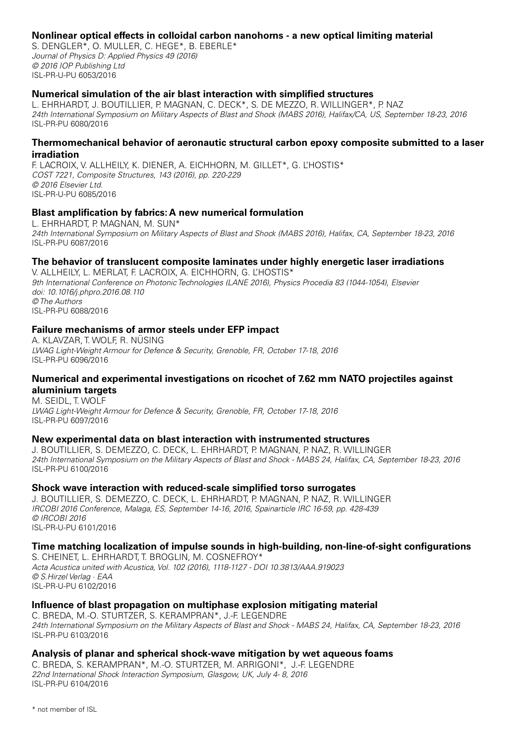**Nonlinear optical effects in colloidal carbon nanohorns - a new optical limiting material**
S. DENGLER*, O. MULLER, C. HEGE*, B. EBERLE*
*Journal of Physics D: Applied Physics 49 (2016)*
*© 2016 IOP Publishing Ltd*
ISL-PR-U-PU 6053/2016

**Numerical simulation of the air blast interaction with simplified structures**
L. EHRHARDT, J. BOUTILLIER, P. MAGNAN, C. DECK*, S. DE MEZZO, R. WILLINGER*, P. NAZ
*24th International Symposium on Military Aspects of Blast and Shock (MABS 2016), Halifax/CA, US, September 18-23, 2016*
ISL-PR-PU 6080/2016

**Thermomechanical behavior of aeronautic structural carbon epoxy composite submitted to a laser irradiation**
F. LACROIX, V. ALLHEILY, K. DIENER, A. EICHHORN, M. GILLET*, G. L'HOSTIS*
*COST 7221, Composite Structures, 143 (2016), pp. 220-229*
*© 2016 Elsevier Ltd.*
ISL-PR-U-PU 6085/2016

**Blast amplification by fabrics: A new numerical formulation**
L. EHRHARDT, P. MAGNAN, M. SUN*
*24th International Symposium on Military Aspects of Blast and Shock (MABS 2016), Halifax, CA, September 18-23, 2016*
ISL-PR-PU 6087/2016

**The behavior of translucent composite laminates under highly energetic laser irradiations**
V. ALLHEILY, L. MERLAT, F. LACROIX, A. EICHHORN, G. L'HOSTIS*
*9th International Conference on Photonic Technologies (LANE 2016), Physics Procedia 83 (1044-1054), Elsevier*
*doi: 10.1016/j.phpro.2016.08.110*
*© The Authors*
ISL-PR-PU 6088/2016

**Failure mechanisms of armor steels under EFP impact**
A. KLAVZAR, T. WOLF, R. NÜSING
*LWAG Light-Weight Armour for Defence & Security, Grenoble, FR, October 17-18, 2016*
ISL-PR-PU 6096/2016

**Numerical and experimental investigations on ricochet of 7.62 mm NATO projectiles against aluminium targets**
M. SEIDL, T. WOLF
*LWAG Light-Weight Armour for Defence & Security, Grenoble, FR, October 17-18, 2016*
ISL-PR-PU 6097/2016

**New experimental data on blast interaction with instrumented structures**
J. BOUTILLIER, S. DEMEZZO, C. DECK, L. EHRHARDT, P. MAGNAN, P. NAZ, R. WILLINGER
*24th International Symposium on the Military Aspects of Blast and Shock - MABS 24, Halifax, CA, September 18-23, 2016*
ISL-PR-PU 6100/2016

**Shock wave interaction with reduced-scale simplified torso surrogates**
J. BOUTILLIER, S. DEMEZZO, C. DECK, L. EHRHARDT, P. MAGNAN, P. NAZ, R. WILLINGER
*IRCOBI 2016 Conference, Malaga, ES, September 14-16, 2016, Spainarticle IRC 16-59, pp. 428-439*
*© IRCOBI 2016*
ISL-PR-U-PU 6101/2016

**Time matching localization of impulse sounds in high-building, non-line-of-sight configurations**
S. CHEINET, L. EHRHARDT, T. BROGLIN, M. COSNEFROY*
*Acta Acustica united with Acustica, Vol. 102 (2016), 1118-1127 - DOI 10.3813/AAA.919023*
*© S.Hirzel Verlag · EAA*
ISL-PR-U-PU 6102/2016

**Influence of blast propagation on multiphase explosion mitigating material**
C. BREDA, M.-O. STURTZER, S. KERAMPRAN*, J.-F. LEGENDRE
*24th International Symposium on the Military Aspects of Blast and Shock - MABS 24, Halifax, CA, September 18-23, 2016*
ISL-PR-PU 6103/2016

**Analysis of planar and spherical shock-wave mitigation by wet aqueous foams**
C. BREDA, S. KERAMPRAN*, M.-O. STURTZER, M. ARRIGONI*, J.-F. LEGENDRE
*22nd International Shock Interaction Symposium, Glasgow, UK, July 4- 8, 2016*
ISL-PR-PU 6104/2016

\* not member of ISL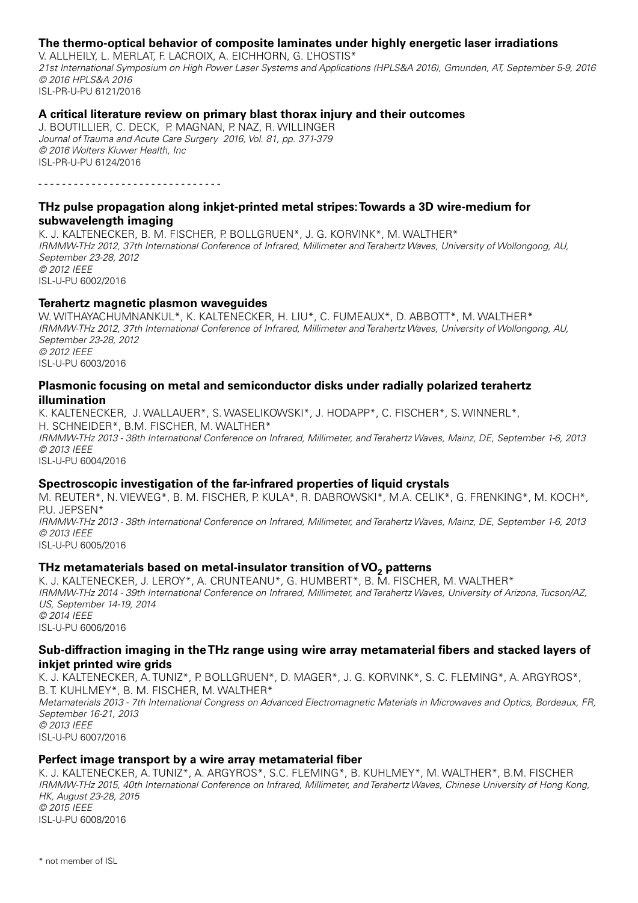**The thermo-optical behavior of composite laminates under highly energetic laser irradiations**

V. ALLHEILY, L. MERLAT, F. LACROIX, A. EICHHORN, G. L'HOSTIS*

*21st International Symposium on High Power Laser Systems and Applications (HPLS&A 2016), Gmunden, AT, September 5-9, 2016*

*© 2016 HPLS&A 2016*

ISL-PR-U-PU 6121/2016

**A critical literature review on primary blast thorax injury and their outcomes**

J. BOUTILLIER, C. DECK, P. MAGNAN, P. NAZ, R. WILLINGER

*Journal of Trauma and Acute Care Surgery 2016, Vol. 81, pp. 371-379*

*© 2016 Wolters Kluwer Health, Inc*

ISL-PR-U-PU 6124/2016

- - - - - - - - - - - - - - - - - - - - - - - - - - - - - - -

**THz pulse propagation along inkjet-printed metal stripes: Towards a 3D wire-medium for subwavelength imaging**

K. J. KALTENECKER, B. M. FISCHER, P. BOLLGRUEN*, J. G. KORVINK*, M. WALTHER*

*IRMMW-THz 2012, 37th International Conference of Infrared, Millimeter and Terahertz Waves, University of Wollongong, AU, September 23-28, 2012*

*© 2012 IEEE*

ISL-U-PU 6002/2016

**Terahertz magnetic plasmon waveguides**

W. WITHAYACHUMNANKUL*, K. KALTENECKER, H. LIU*, C. FUMEAUX*, D. ABBOTT*, M. WALTHER*

*IRMMW-THz 2012, 37th International Conference of Infrared, Millimeter and Terahertz Waves, University of Wollongong, AU, September 23-28, 2012*

*© 2012 IEEE*

ISL-U-PU 6003/2016

**Plasmonic focusing on metal and semiconductor disks under radially polarized terahertz illumination**

K. KALTENECKER, J. WALLAUER*, S. WASELIKOWSKI*, J. HODAPP*, C. FISCHER*, S. WINNERL*, H. SCHNEIDER*, B.M. FISCHER, M. WALTHER*

*IRMMW-THz 2013 - 38th International Conference on Infrared, Millimeter, and Terahertz Waves, Mainz, DE, September 1-6, 2013*

*© 2013 IEEE*

ISL-U-PU 6004/2016

**Spectroscopic investigation of the far-infrared properties of liquid crystals**

M. REUTER*, N. VIEWEG*, B. M. FISCHER, P. KULA*, R. DABROWSKI*, M.A. CELIK*, G. FRENKING*, M. KOCH*, P.U. JEPSEN*

*IRMMW-THz 2013 - 38th International Conference on Infrared, Millimeter, and Terahertz Waves, Mainz, DE, September 1-6, 2013*

*© 2013 IEEE*

ISL-U-PU 6005/2016

**THz metamaterials based on metal-insulator transition of $VO_2$ patterns**

K. J. KALTENECKER, J. LEROY*, A. CRUNTEANU*, G. HUMBERT*, B. M. FISCHER, M. WALTHER*

*IRMMW-THz 2014 - 39th International Conference on Infrared, Millimeter, and Terahertz Waves, University of Arizona, Tucson/AZ, US, September 14-19, 2014*

*© 2014 IEEE*

ISL-U-PU 6006/2016

**Sub-diffraction imaging in the THz range using wire array metamaterial fibers and stacked layers of inkjet printed wire grids**

K. J. KALTENECKER, A. TUNIZ*, P. BOLLGRUEN*, D. MAGER*, J. G. KORVINK*, S. C. FLEMING*, A. ARGYROS*, B. T. KUHLMEY*, B. M. FISCHER, M. WALTHER*

*Metamaterials 2013 - 7th International Congress on Advanced Electromagnetic Materials in Microwaves and Optics, Bordeaux, FR, September 16-21, 2013*

*© 2013 IEEE*

ISL-U-PU 6007/2016

**Perfect image transport by a wire array metamaterial fiber**

K. J. KALTENECKER, A. TUNIZ*, A. ARGYROS*, S.C. FLEMING*, B. KUHLMEY*, M. WALTHER*, B.M. FISCHER

*IRMMW-THz 2015, 40th International Conference on Infrared, Millimeter, and Terahertz Waves, Chinese University of Hong Kong, HK, August 23-28, 2015*

*© 2015 IEEE*

ISL-U-PU 6008/2016

\* not member of ISL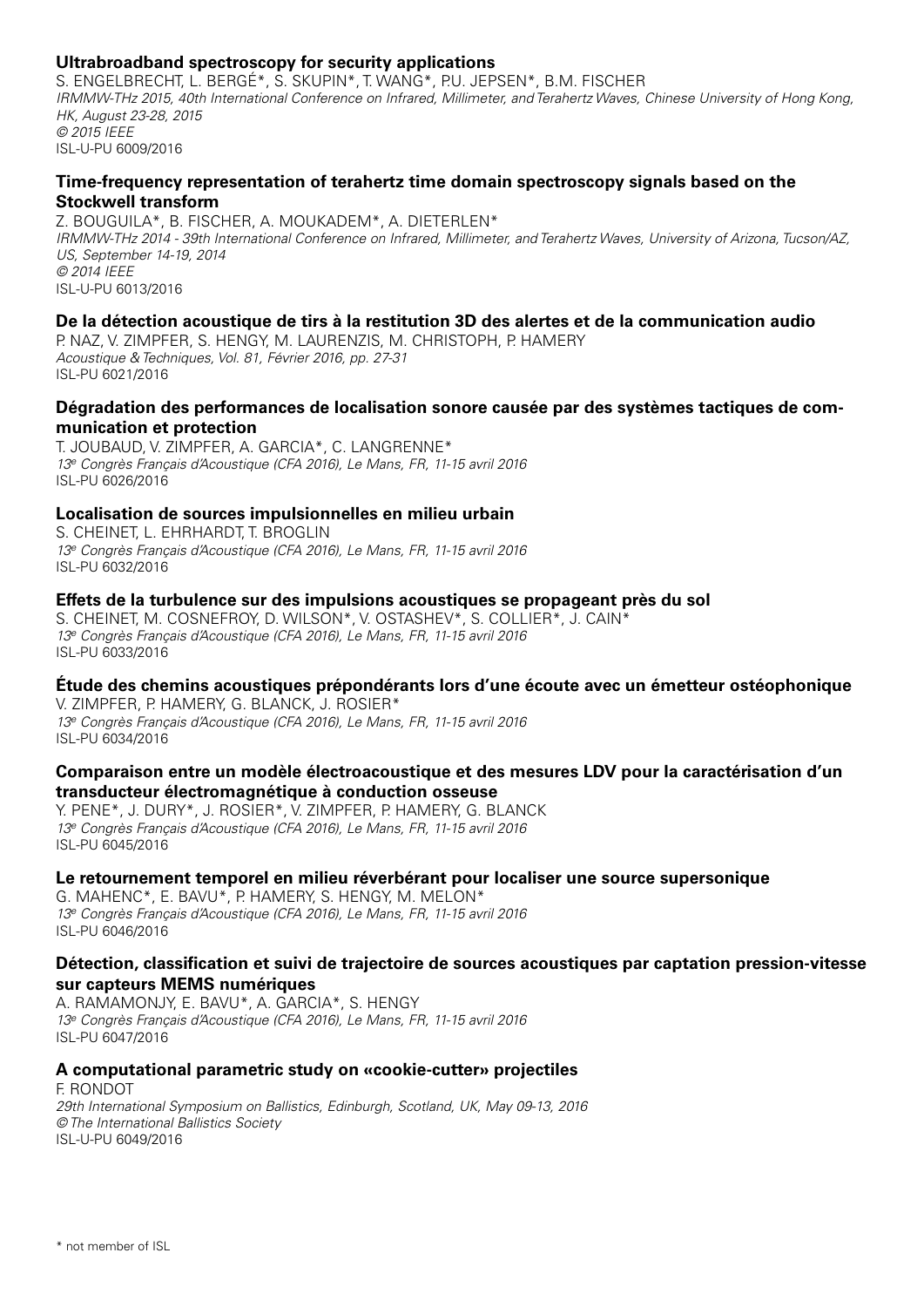**Ultrabroadband spectroscopy for security applications**
S. ENGELBRECHT, L. BERGÉ*, S. SKUPIN*, T. WANG*, P.U. JEPSEN*, B.M. FISCHER
*IRMMW-THz 2015, 40th International Conference on Infrared, Millimeter, and Terahertz Waves, Chinese University of Hong Kong, HK, August 23-28, 2015*
*© 2015 IEEE*
ISL-U-PU 6009/2016

**Time-frequency representation of terahertz time domain spectroscopy signals based on the Stockwell transform**
Z. BOUGUILA*, B. FISCHER, A. MOUKADEM*, A. DIETERLEN*
*IRMMW-THz 2014 - 39th International Conference on Infrared, Millimeter, and Terahertz Waves, University of Arizona, Tucson/AZ, US, September 14-19, 2014*
*© 2014 IEEE*
ISL-U-PU 6013/2016

**De la détection acoustique de tirs à la restitution 3D des alertes et de la communication audio**
P. NAZ, V. ZIMPFER, S. HENGY, M. LAURENZIS, M. CHRISTOPH, P. HAMERY
*Acoustique & Techniques, Vol. 81, Février 2016, pp. 27-31*
ISL-PU 6021/2016

**Dégradation des performances de localisation sonore causée par des systèmes tactiques de communication et protection**
T. JOUBAUD, V. ZIMPFER, A. GARCIA*, C. LANGRENNE*
*13e Congrès Français d'Acoustique (CFA 2016), Le Mans, FR, 11-15 avril 2016*
ISL-PU 6026/2016

**Localisation de sources impulsionnelles en milieu urbain**
S. CHEINET, L. EHRHARDT, T. BROGLIN
*13e Congrès Français d'Acoustique (CFA 2016), Le Mans, FR, 11-15 avril 2016*
ISL-PU 6032/2016

**Effets de la turbulence sur des impulsions acoustiques se propageant près du sol**
S. CHEINET, M. COSNEFROY, D. WILSON*, V. OSTASHEV*, S. COLLIER*, J. CAIN*
*13e Congrès Français d'Acoustique (CFA 2016), Le Mans, FR, 11-15 avril 2016*
ISL-PU 6033/2016

**Étude des chemins acoustiques prépondérants lors d'une écoute avec un émetteur ostéophonique**
V. ZIMPFER, P. HAMERY, G. BLANCK, J. ROSIER*
*13e Congrès Français d'Acoustique (CFA 2016), Le Mans, FR, 11-15 avril 2016*
ISL-PU 6034/2016

**Comparaison entre un modèle électroacoustique et des mesures LDV pour la caractérisation d'un transducteur électromagnétique à conduction osseuse**
Y. PENE*, J. DURY*, J. ROSIER*, V. ZIMPFER, P. HAMERY, G. BLANCK
*13e Congrès Français d'Acoustique (CFA 2016), Le Mans, FR, 11-15 avril 2016*
ISL-PU 6045/2016

**Le retournement temporel en milieu réverbérant pour localiser une source supersonique**
G. MAHENC*, E. BAVU*, P. HAMERY, S. HENGY, M. MELON*
*13e Congrès Français d'Acoustique (CFA 2016), Le Mans, FR, 11-15 avril 2016*
ISL-PU 6046/2016

**Détection, classification et suivi de trajectoire de sources acoustiques par captation pression-vitesse sur capteurs MEMS numériques**
A. RAMAMONJY, E. BAVU*, A. GARCIA*, S. HENGY
*13e Congrès Français d'Acoustique (CFA 2016), Le Mans, FR, 11-15 avril 2016*
ISL-PU 6047/2016

**A computational parametric study on «cookie-cutter» projectiles**
F. RONDOT
*29th International Symposium on Ballistics, Edinburgh, Scotland, UK, May 09-13, 2016*
*© The International Ballistics Society*
ISL-U-PU 6049/2016

\* not member of ISL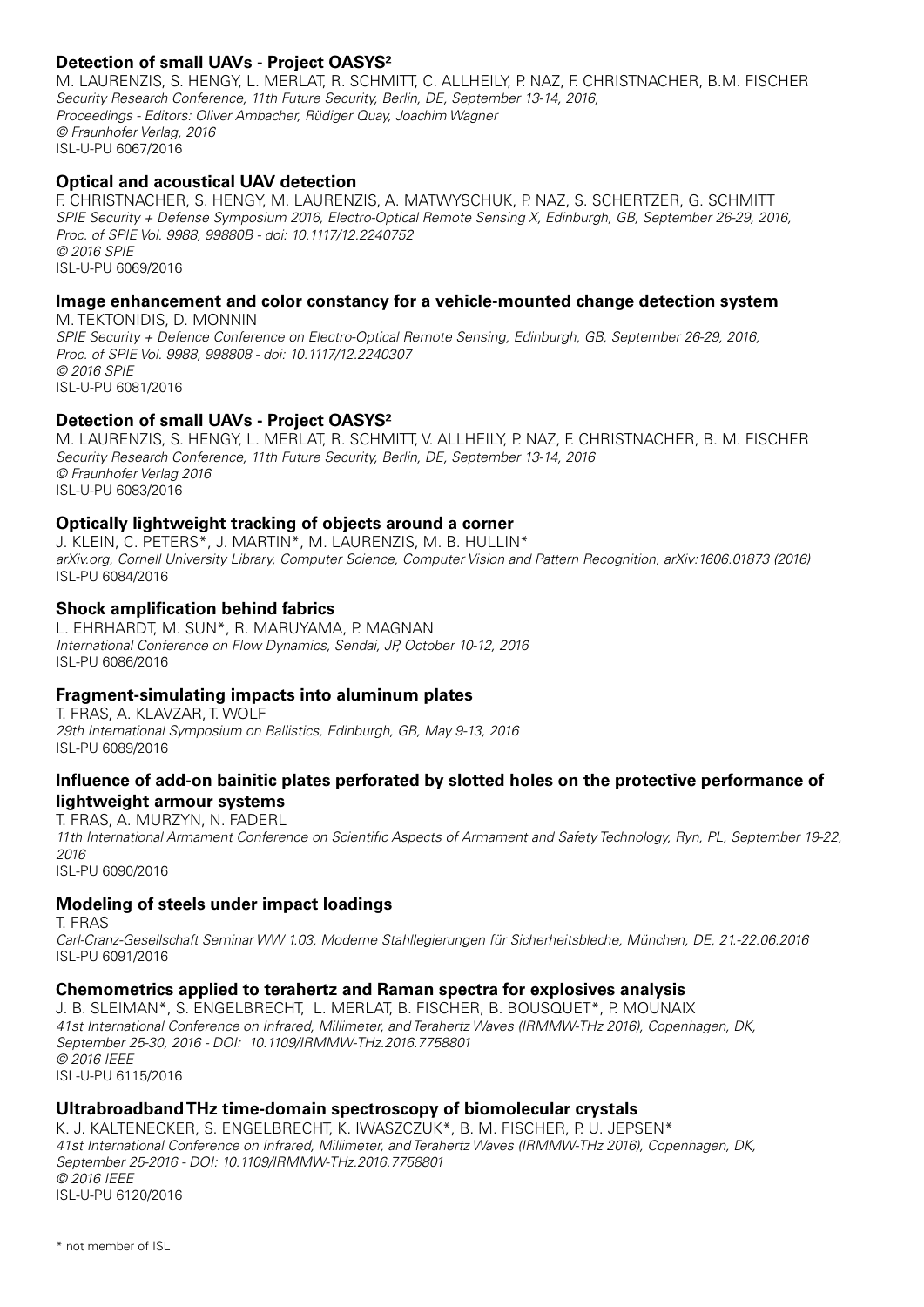### Detection of small UAVs - Project OASYS²

M. LAURENZIS, S. HENGY, L. MERLAT, R. SCHMITT, C. ALLHEILY, P. NAZ, F. CHRISTNACHER, B.M. FISCHER
*Security Research Conference, 11th Future Security, Berlin, DE, September 13-14, 2016,*
*Proceedings - Editors: Oliver Ambacher, Rüdiger Quay, Joachim Wagner*
*© Fraunhofer Verlag, 2016*
ISL-U-PU 6067/2016

### Optical and acoustical UAV detection

F. CHRISTNACHER, S. HENGY, M. LAURENZIS, A. MATWYSCHUK, P. NAZ, S. SCHERTZER, G. SCHMITT
*SPIE Security + Defense Symposium 2016, Electro-Optical Remote Sensing X, Edinburgh, GB, September 26-29, 2016,*
*Proc. of SPIE Vol. 9988, 99880B - doi: 10.1117/12.2240752*
*© 2016 SPIE*
ISL-U-PU 6069/2016

### Image enhancement and color constancy for a vehicle-mounted change detection system

M. TEKTONIDIS, D. MONNIN
*SPIE Security + Defence Conference on Electro-Optical Remote Sensing, Edinburgh, GB, September 26-29, 2016,*
*Proc. of SPIE Vol. 9988, 998808 - doi: 10.1117/12.2240307*
*© 2016 SPIE*
ISL-U-PU 6081/2016

### Detection of small UAVs - Project OASYS²

M. LAURENZIS, S. HENGY, L. MERLAT, R. SCHMITT, V. ALLHEILY, P. NAZ, F. CHRISTNACHER, B. M. FISCHER
*Security Research Conference, 11th Future Security, Berlin, DE, September 13-14, 2016*
*© Fraunhofer Verlag 2016*
ISL-U-PU 6083/2016

### Optically lightweight tracking of objects around a corner

J. KLEIN, C. PETERS*, J. MARTIN*, M. LAURENZIS, M. B. HULLIN*
*arXiv.org, Cornell University Library, Computer Science, Computer Vision and Pattern Recognition, arXiv:1606.01873 (2016)*
ISL-PU 6084/2016

### Shock amplification behind fabrics

L. EHRHARDT, M. SUN*, R. MARUYAMA, P. MAGNAN
*International Conference on Flow Dynamics, Sendai, JP, October 10-12, 2016*
ISL-PU 6086/2016

### Fragment-simulating impacts into aluminum plates

T. FRAS, A. KLAVZAR, T. WOLF
*29th International Symposium on Ballistics, Edinburgh, GB, May 9-13, 2016*
ISL-PU 6089/2016

### Influence of add-on bainitic plates perforated by slotted holes on the protective performance of lightweight armour systems

T. FRAS, A. MURZYN, N. FADERL
*11th International Armament Conference on Scientific Aspects of Armament and Safety Technology, Ryn, PL, September 19-22, 2016*
ISL-PU 6090/2016

### Modeling of steels under impact loadings

T. FRAS
*Carl-Cranz-Gesellschaft Seminar WV 1.03, Moderne Stahllegierungen für Sicherheitsbleche, München, DE, 21.-22.06.2016*
ISL-PU 6091/2016

### Chemometrics applied to terahertz and Raman spectra for explosives analysis

J. B. SLEIMAN*, S. ENGELBRECHT, L. MERLAT, B. FISCHER, B. BOUSQUET*, P. MOUNAIX
*41st International Conference on Infrared, Millimeter, and Terahertz Waves (IRMMW-THz 2016), Copenhagen, DK,*
*September 25-30, 2016 - DOI: 10.1109/IRMMW-THz.2016.7758801*
*© 2016 IEEE*
ISL-U-PU 6115/2016

### Ultrabroadband THz time-domain spectroscopy of biomolecular crystals

K. J. KALTENECKER, S. ENGELBRECHT, K. IWASZCZUK*, B. M. FISCHER, P. U. JEPSEN*
*41st International Conference on Infrared, Millimeter, and Terahertz Waves (IRMMW-THz 2016), Copenhagen, DK,*
*September 25-2016 - DOI: 10.1109/IRMMW-THz.2016.7758801*
*© 2016 IEEE*
ISL-U-PU 6120/2016

\* not member of ISL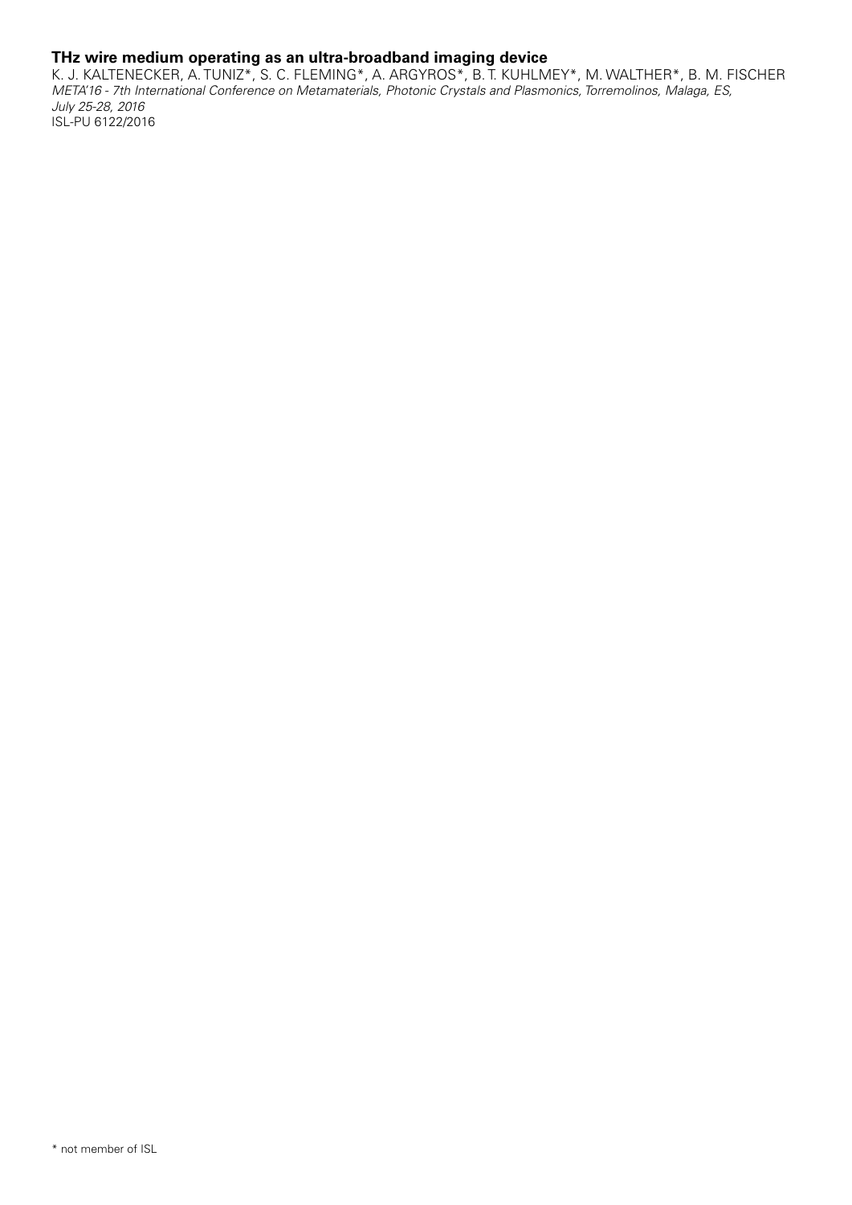**THz wire medium operating as an ultra-broadband imaging device**

K. J. KALTENECKER, A. TUNIZ*, S. C. FLEMING*, A. ARGYROS*, B. T. KUHLMEY*, M. WALTHER*, B. M. FISCHER

*META'16 - 7th International Conference on Metamaterials, Photonic Crystals and Plasmonics, Torremolinos, Malaga, ES, July 25-28, 2016*

ISL-PU 6122/2016

\* not member of ISL